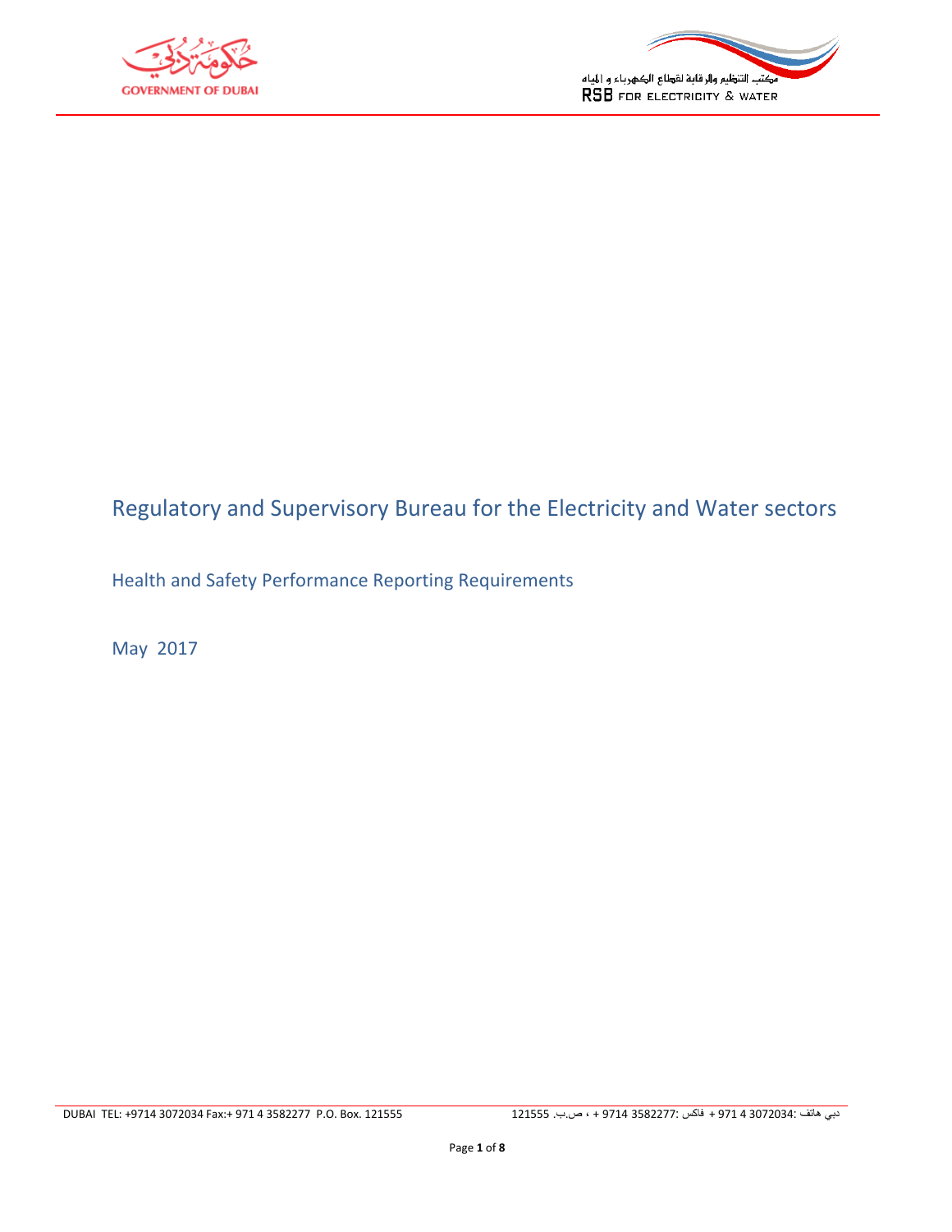# Regulatory and Supervisory Bureau for the Electricity and Water sectors

## Health and Safety Performance Reporting Requirements

May 2017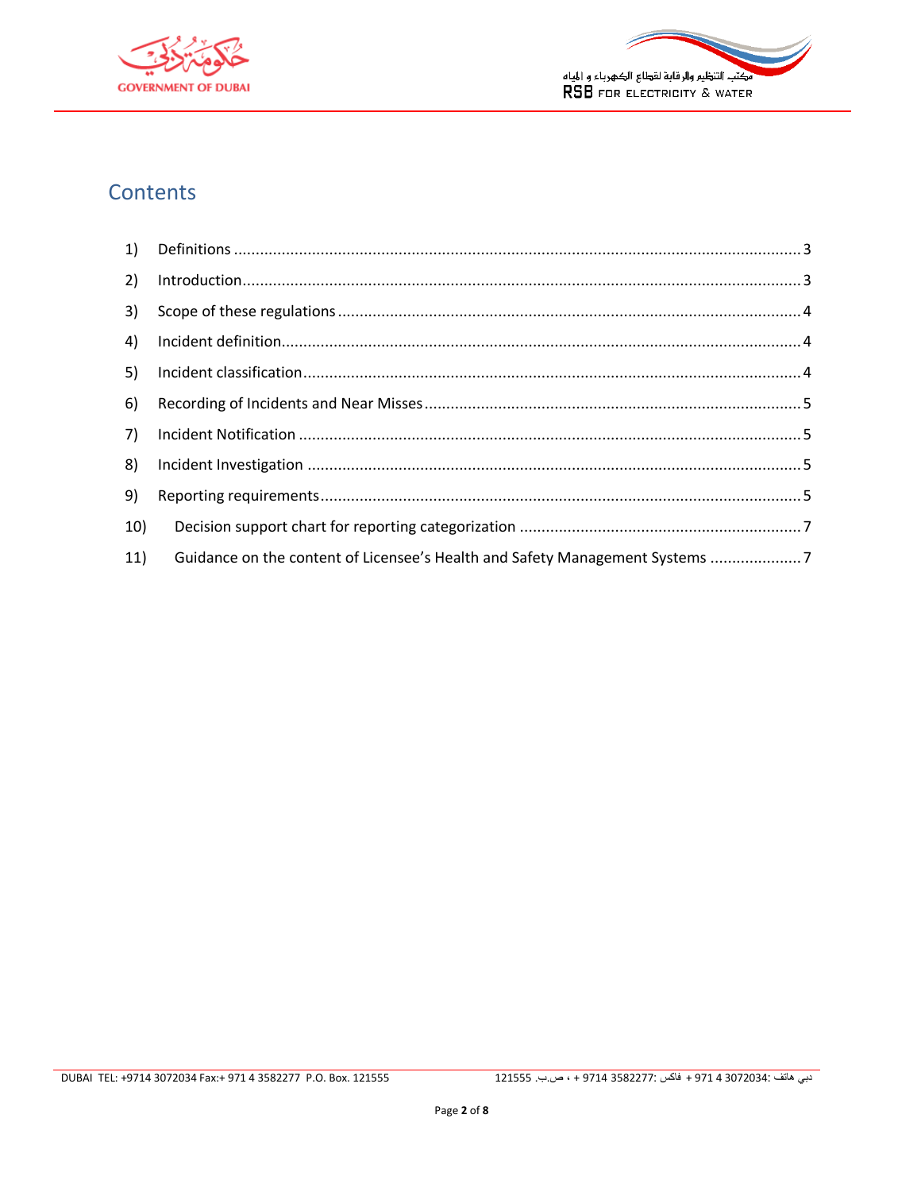# Contents

1) Definitions ....................................................................................................................... 3
2) Introduction ..................................................................................................................... 3
3) Scope of these regulations ............................................................................................. 4
4) Incident definition ........................................................................................................... 4
5) Incident classification ...................................................................................................... 4
6) Recording of Incidents and Near Misses ......................................................................... 5
7) Incident Notification ....................................................................................................... 5
8) Incident Investigation ..................................................................................................... 5
9) Reporting requirements .................................................................................................. 5
10) Decision support chart for reporting categorization ..................................................... 7
11) Guidance on the content of Licensee’s Health and Safety Management Systems ........ 7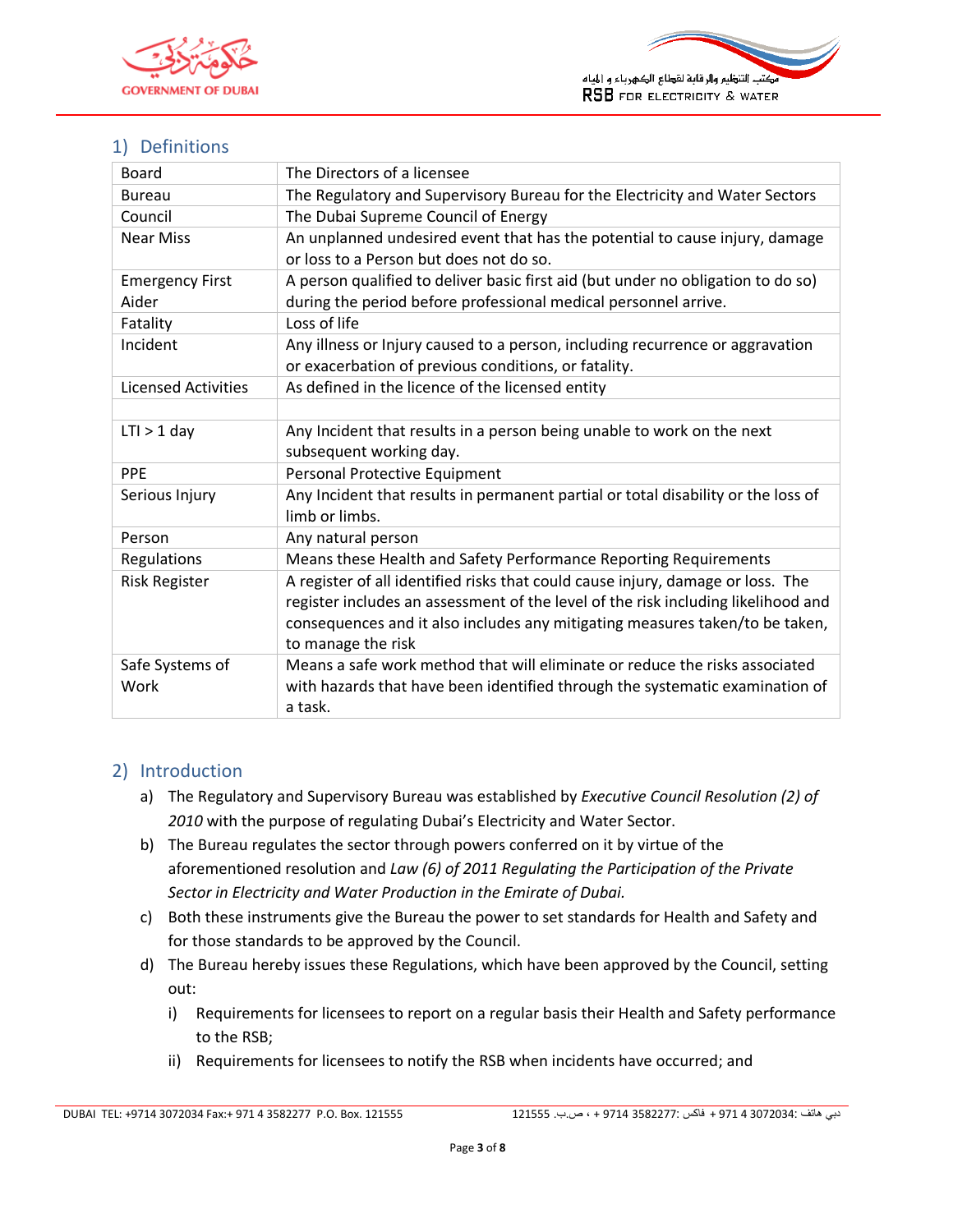## 1) Definitions

| | |
|---|---|
| Board | The Directors of a licensee |
| Bureau | The Regulatory and Supervisory Bureau for the Electricity and Water Sectors |
| Council | The Dubai Supreme Council of Energy |
| Near Miss | An unplanned undesired event that has the potential to cause injury, damage or loss to a Person but does not do so. |
| Emergency First Aider | A person qualified to deliver basic first aid (but under no obligation to do so) during the period before professional medical personnel arrive. |
| Fatality | Loss of life |
| Incident | Any illness or Injury caused to a person, including recurrence or aggravation or exacerbation of previous conditions, or fatality. |
| Licensed Activities | As defined in the licence of the licensed entity |
| | |
| LTI > 1 day | Any Incident that results in a person being unable to work on the next subsequent working day. |
| PPE | Personal Protective Equipment |
| Serious Injury | Any Incident that results in permanent partial or total disability or the loss of limb or limbs. |
| Person | Any natural person |
| Regulations | Means these Health and Safety Performance Reporting Requirements |
| Risk Register | A register of all identified risks that could cause injury, damage or loss. The register includes an assessment of the level of the risk including likelihood and consequences and it also includes any mitigating measures taken/to be taken, to manage the risk |
| Safe Systems of Work | Means a safe work method that will eliminate or reduce the risks associated with hazards that have been identified through the systematic examination of a task. |

## 2) Introduction

a) The Regulatory and Supervisory Bureau was established by *Executive Council Resolution (2) of 2010* with the purpose of regulating Dubai's Electricity and Water Sector.

b) The Bureau regulates the sector through powers conferred on it by virtue of the aforementioned resolution and *Law (6) of 2011 Regulating the Participation of the Private Sector in Electricity and Water Production in the Emirate of Dubai.*

c) Both these instruments give the Bureau the power to set standards for Health and Safety and for those standards to be approved by the Council.

d) The Bureau hereby issues these Regulations, which have been approved by the Council, setting out:

   i) Requirements for licensees to report on a regular basis their Health and Safety performance to the RSB;

   ii) Requirements for licensees to notify the RSB when incidents have occurred; and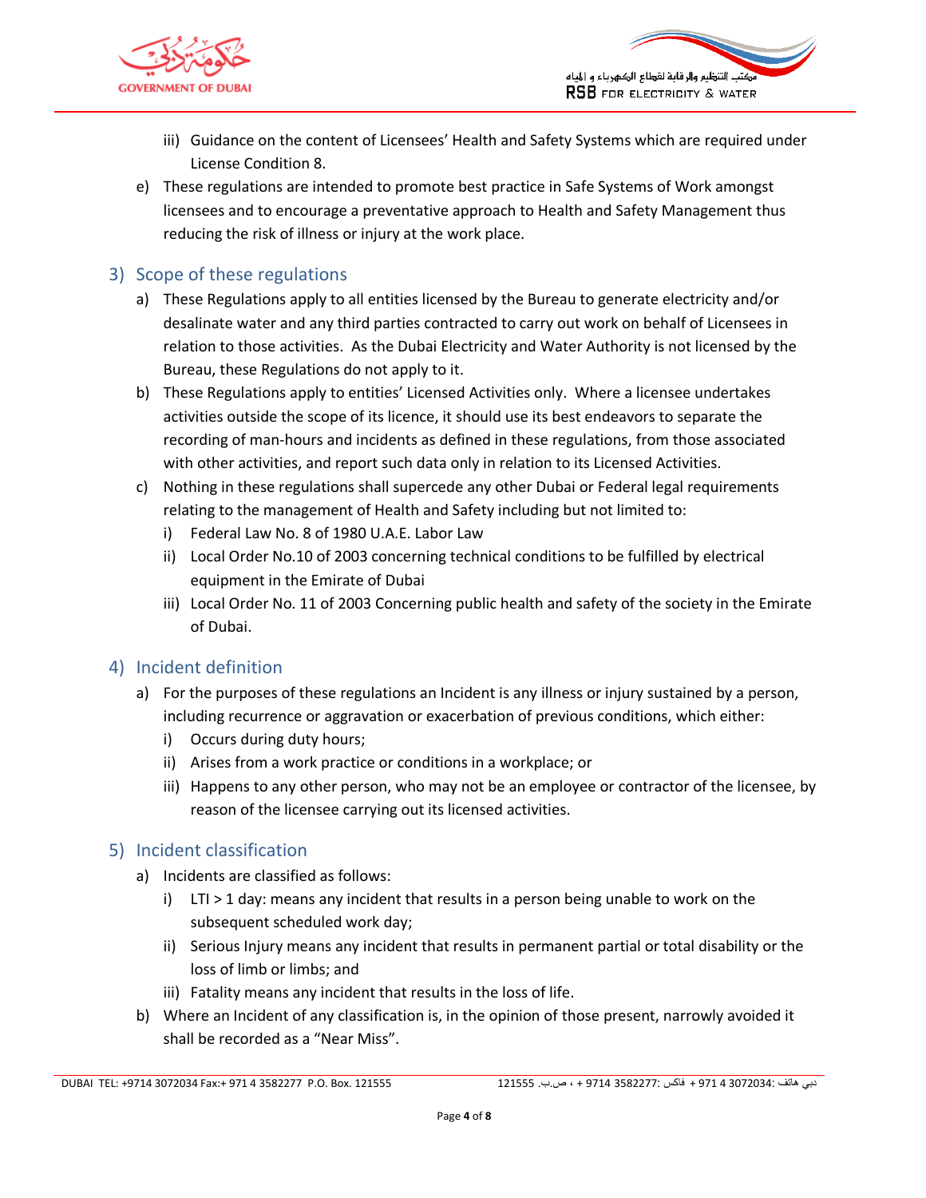iii) Guidance on the content of Licensees' Health and Safety Systems which are required under License Condition 8.

e) These regulations are intended to promote best practice in Safe Systems of Work amongst licensees and to encourage a preventative approach to Health and Safety Management thus reducing the risk of illness or injury at the work place.

## 3) Scope of these regulations

a) These Regulations apply to all entities licensed by the Bureau to generate electricity and/or desalinate water and any third parties contracted to carry out work on behalf of Licensees in relation to those activities. As the Dubai Electricity and Water Authority is not licensed by the Bureau, these Regulations do not apply to it.

b) These Regulations apply to entities' Licensed Activities only. Where a licensee undertakes activities outside the scope of its licence, it should use its best endeavors to separate the recording of man-hours and incidents as defined in these regulations, from those associated with other activities, and report such data only in relation to its Licensed Activities.

c) Nothing in these regulations shall supercede any other Dubai or Federal legal requirements relating to the management of Health and Safety including but not limited to:
   i) Federal Law No. 8 of 1980 U.A.E. Labor Law
   ii) Local Order No.10 of 2003 concerning technical conditions to be fulfilled by electrical equipment in the Emirate of Dubai
   iii) Local Order No. 11 of 2003 Concerning public health and safety of the society in the Emirate of Dubai.

## 4) Incident definition

a) For the purposes of these regulations an Incident is any illness or injury sustained by a person, including recurrence or aggravation or exacerbation of previous conditions, which either:
   i) Occurs during duty hours;
   ii) Arises from a work practice or conditions in a workplace; or
   iii) Happens to any other person, who may not be an employee or contractor of the licensee, by reason of the licensee carrying out its licensed activities.

## 5) Incident classification

a) Incidents are classified as follows:
   i) LTI > 1 day: means any incident that results in a person being unable to work on the subsequent scheduled work day;
   ii) Serious Injury means any incident that results in permanent partial or total disability or the loss of limb or limbs; and
   iii) Fatality means any incident that results in the loss of life.

b) Where an Incident of any classification is, in the opinion of those present, narrowly avoided it shall be recorded as a "Near Miss".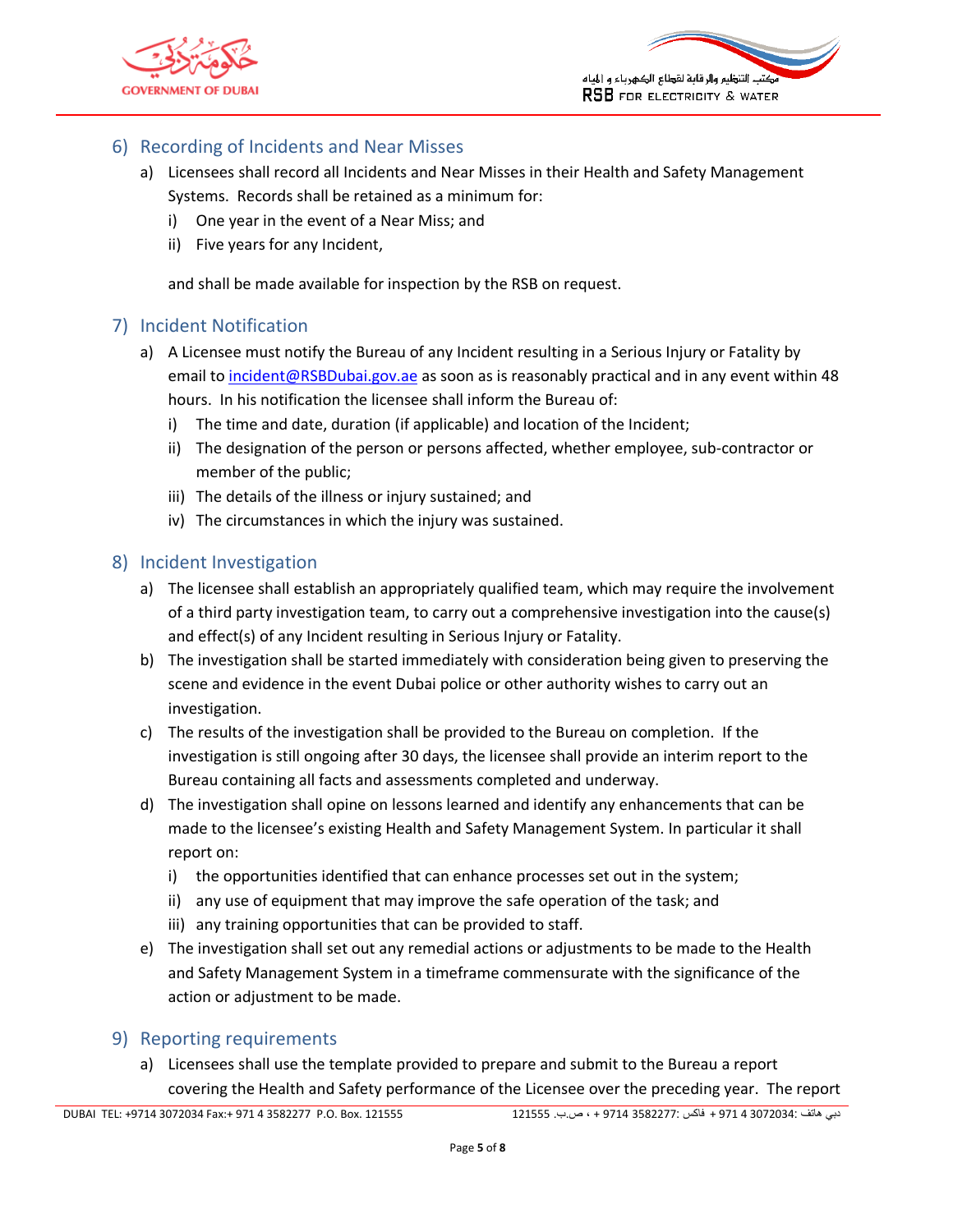## 6) Recording of Incidents and Near Misses

a) Licensees shall record all Incidents and Near Misses in their Health and Safety Management Systems. Records shall be retained as a minimum for:

   i) One year in the event of a Near Miss; and

   ii) Five years for any Incident,

   and shall be made available for inspection by the RSB on request.

## 7) Incident Notification

a) A Licensee must notify the Bureau of any Incident resulting in a Serious Injury or Fatality by email to incident@RSBDubai.gov.ae as soon as is reasonably practical and in any event within 48 hours. In his notification the licensee shall inform the Bureau of:

   i) The time and date, duration (if applicable) and location of the Incident;

   ii) The designation of the person or persons affected, whether employee, sub-contractor or member of the public;

   iii) The details of the illness or injury sustained; and

   iv) The circumstances in which the injury was sustained.

## 8) Incident Investigation

a) The licensee shall establish an appropriately qualified team, which may require the involvement of a third party investigation team, to carry out a comprehensive investigation into the cause(s) and effect(s) of any Incident resulting in Serious Injury or Fatality.

b) The investigation shall be started immediately with consideration being given to preserving the scene and evidence in the event Dubai police or other authority wishes to carry out an investigation.

c) The results of the investigation shall be provided to the Bureau on completion. If the investigation is still ongoing after 30 days, the licensee shall provide an interim report to the Bureau containing all facts and assessments completed and underway.

d) The investigation shall opine on lessons learned and identify any enhancements that can be made to the licensee's existing Health and Safety Management System. In particular it shall report on:

   i) the opportunities identified that can enhance processes set out in the system;

   ii) any use of equipment that may improve the safe operation of the task; and

   iii) any training opportunities that can be provided to staff.

e) The investigation shall set out any remedial actions or adjustments to be made to the Health and Safety Management System in a timeframe commensurate with the significance of the action or adjustment to be made.

## 9) Reporting requirements

a) Licensees shall use the template provided to prepare and submit to the Bureau a report covering the Health and Safety performance of the Licensee over the preceding year. The report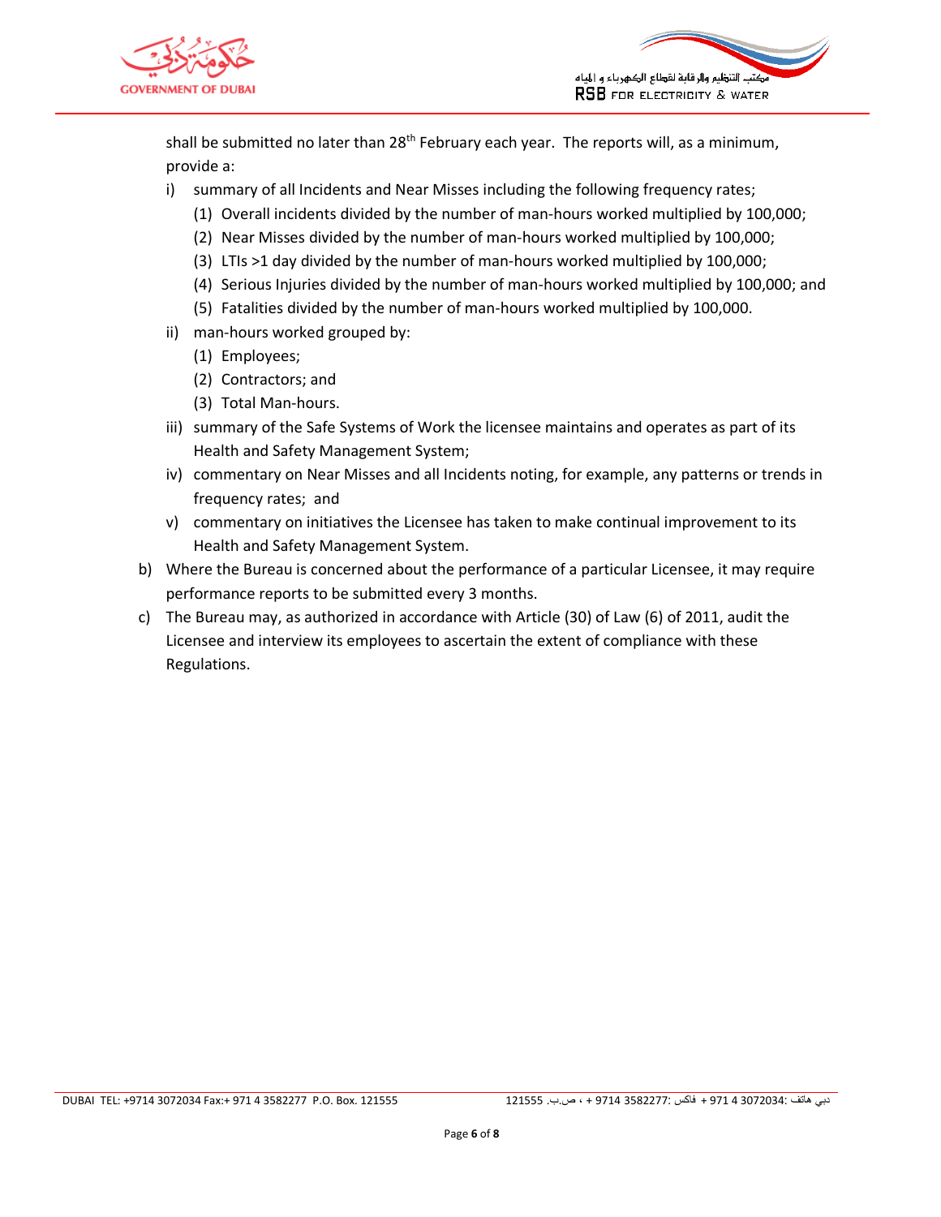shall be submitted no later than 28th February each year. The reports will, as a minimum, provide a:

i) summary of all Incidents and Near Misses including the following frequency rates;
   (1) Overall incidents divided by the number of man-hours worked multiplied by 100,000;
   (2) Near Misses divided by the number of man-hours worked multiplied by 100,000;
   (3) LTIs >1 day divided by the number of man-hours worked multiplied by 100,000;
   (4) Serious Injuries divided by the number of man-hours worked multiplied by 100,000; and
   (5) Fatalities divided by the number of man-hours worked multiplied by 100,000.

ii) man-hours worked grouped by:
   (1) Employees;
   (2) Contractors; and
   (3) Total Man-hours.

iii) summary of the Safe Systems of Work the licensee maintains and operates as part of its Health and Safety Management System;

iv) commentary on Near Misses and all Incidents noting, for example, any patterns or trends in frequency rates; and

v) commentary on initiatives the Licensee has taken to make continual improvement to its Health and Safety Management System.

b) Where the Bureau is concerned about the performance of a particular Licensee, it may require performance reports to be submitted every 3 months.

c) The Bureau may, as authorized in accordance with Article (30) of Law (6) of 2011, audit the Licensee and interview its employees to ascertain the extent of compliance with these Regulations.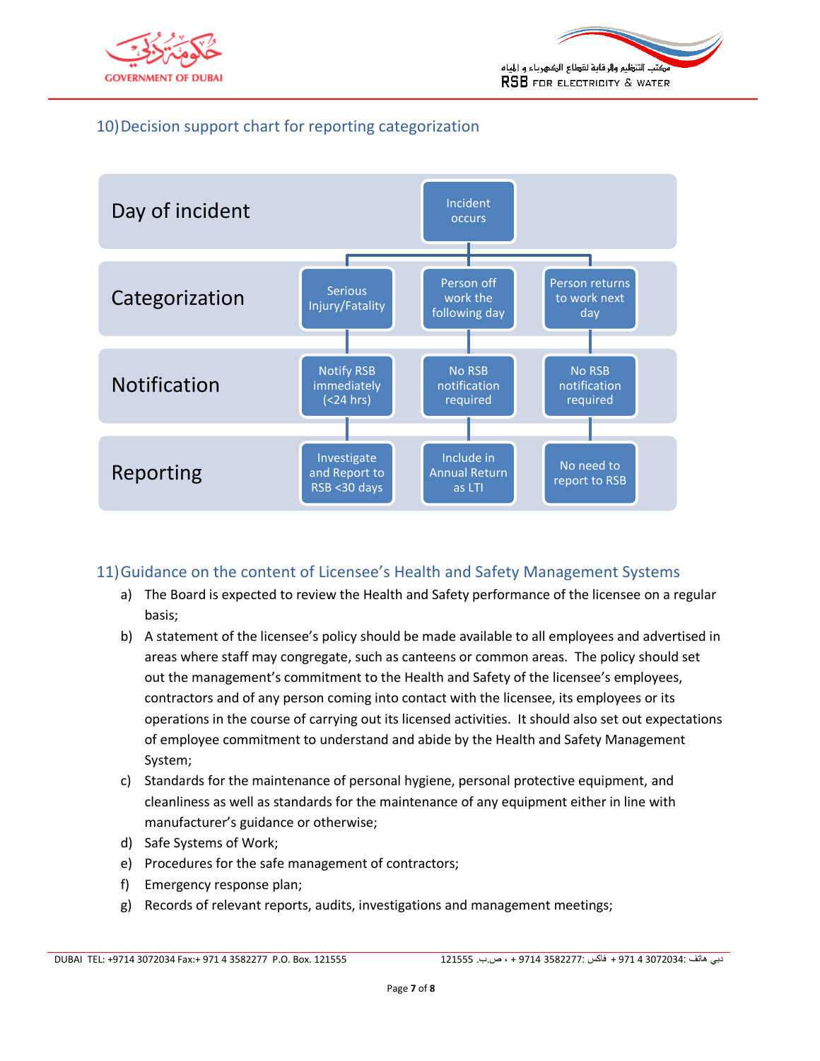## 10) Decision support chart for reporting categorization

| | | | |
|---|---|---|---|
| Day of incident | | Incident occurs | |
| Categorization | Serious Injury/Fatality | Person off work the following day | Person returns to work next day |
| Notification | Notify RSB immediately (<24 hrs) | No RSB notification required | No RSB notification required |
| Reporting | Investigate and Report to RSB <30 days | Include in Annual Return as LTI | No need to report to RSB |

## 11) Guidance on the content of Licensee's Health and Safety Management Systems

a) The Board is expected to review the Health and Safety performance of the licensee on a regular basis;

b) A statement of the licensee's policy should be made available to all employees and advertised in areas where staff may congregate, such as canteens or common areas. The policy should set out the management's commitment to the Health and Safety of the licensee's employees, contractors and of any person coming into contact with the licensee, its employees or its operations in the course of carrying out its licensed activities. It should also set out expectations of employee commitment to understand and abide by the Health and Safety Management System;

c) Standards for the maintenance of personal hygiene, personal protective equipment, and cleanliness as well as standards for the maintenance of any equipment either in line with manufacturer's guidance or otherwise;

d) Safe Systems of Work;

e) Procedures for the safe management of contractors;

f) Emergency response plan;

g) Records of relevant reports, audits, investigations and management meetings;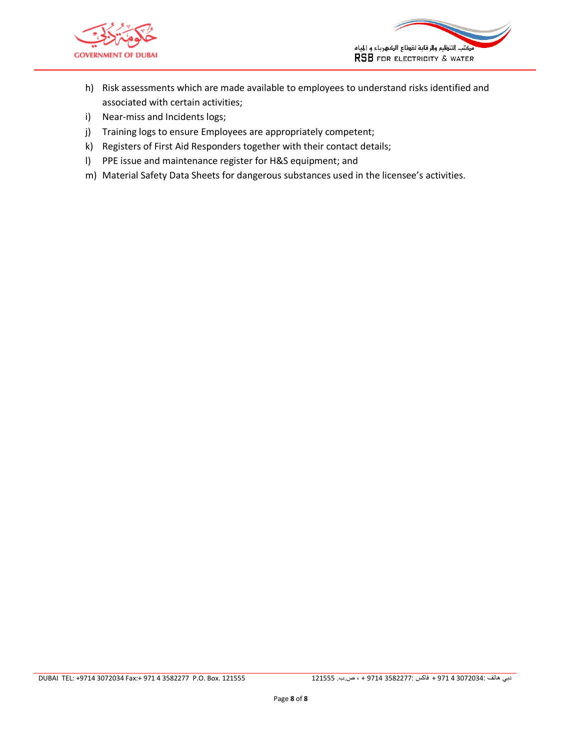h) Risk assessments which are made available to employees to understand risks identified and associated with certain activities;
i) Near-miss and Incidents logs;
j) Training logs to ensure Employees are appropriately competent;
k) Registers of First Aid Responders together with their contact details;
l) PPE issue and maintenance register for H&S equipment; and
m) Material Safety Data Sheets for dangerous substances used in the licensee's activities.